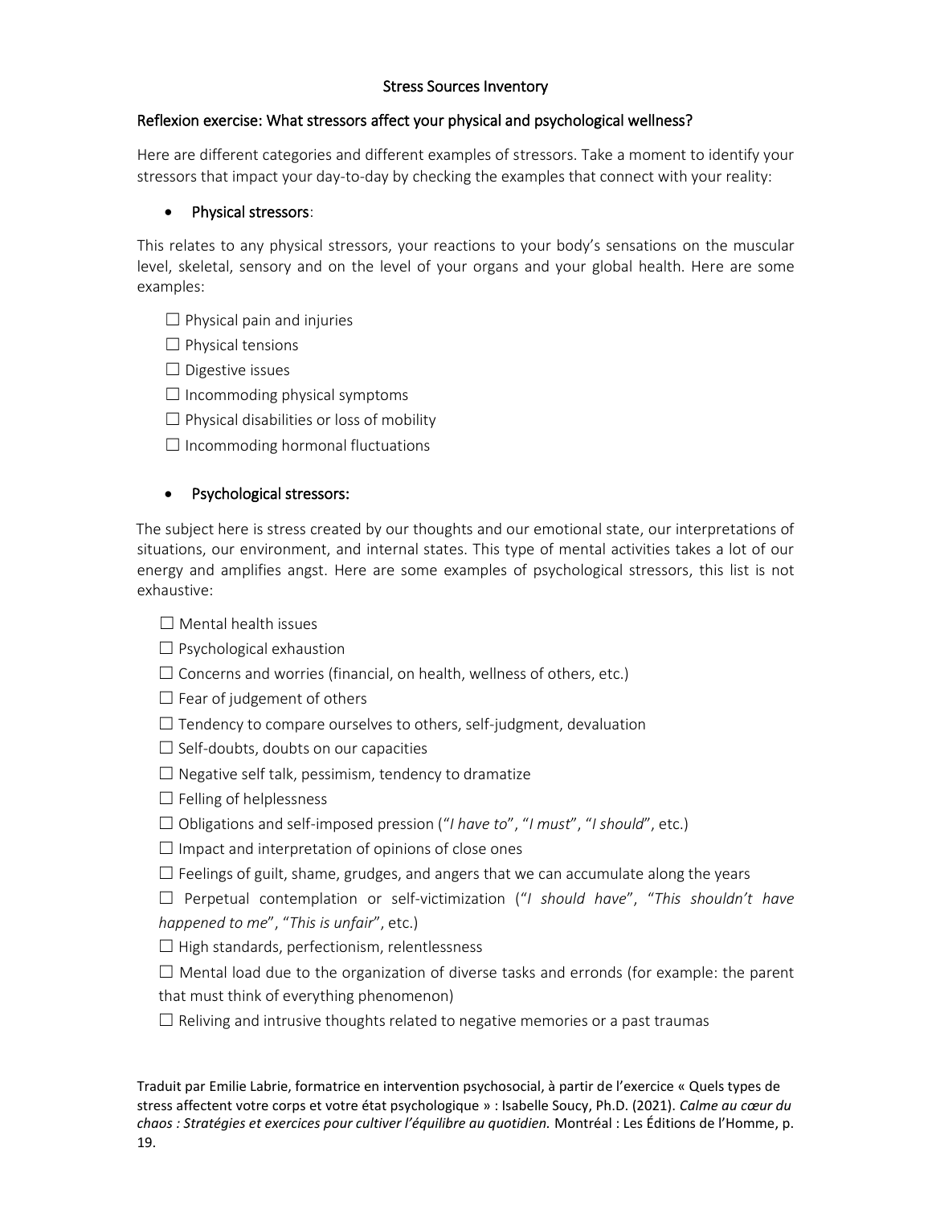# Stress Sources Inventory

## Reflexion exercise: What stressors affect your physical and psychological wellness?

Here are different categories and different examples of stressors. Take a moment to identify your stressors that impact your day-to-day by checking the examples that connect with your reality:

- Physical stressors:

This relates to any physical stressors, your reactions to your body's sensations on the muscular level, skeletal, sensory and on the level of your organs and your global health. Here are some examples:

☐ Physical pain and injuries
☐ Physical tensions
☐ Digestive issues
☐ Incommoding physical symptoms
☐ Physical disabilities or loss of mobility
☐ Incommoding hormonal fluctuations

- Psychological stressors:

The subject here is stress created by our thoughts and our emotional state, our interpretations of situations, our environment, and internal states. This type of mental activities takes a lot of our energy and amplifies angst. Here are some examples of psychological stressors, this list is not exhaustive:

☐ Mental health issues
☐ Psychological exhaustion
☐ Concerns and worries (financial, on health, wellness of others, etc.)
☐ Fear of judgement of others
☐ Tendency to compare ourselves to others, self-judgment, devaluation
☐ Self-doubts, doubts on our capacities
☐ Negative self talk, pessimism, tendency to dramatize
☐ Felling of helplessness
☐ Obligations and self-imposed pression ("*I have to*", "*I must*", "*I should*", etc.)
☐ Impact and interpretation of opinions of close ones
☐ Feelings of guilt, shame, grudges, and angers that we can accumulate along the years
☐ Perpetual contemplation or self-victimization ("*I should have*", "*This shouldn't have happened to me*", "*This is unfair*", etc.)
☐ High standards, perfectionism, relentlessness
☐ Mental load due to the organization of diverse tasks and erronds (for example: the parent that must think of everything phenomenon)
☐ Reliving and intrusive thoughts related to negative memories or a past traumas

Traduit par Emilie Labrie, formatrice en intervention psychosocial, à partir de l'exercice « Quels types de stress affectent votre corps et votre état psychologique » : Isabelle Soucy, Ph.D. (2021). *Calme au cœur du chaos : Stratégies et exercices pour cultiver l'équilibre au quotidien.* Montréal : Les Éditions de l'Homme, p. 19.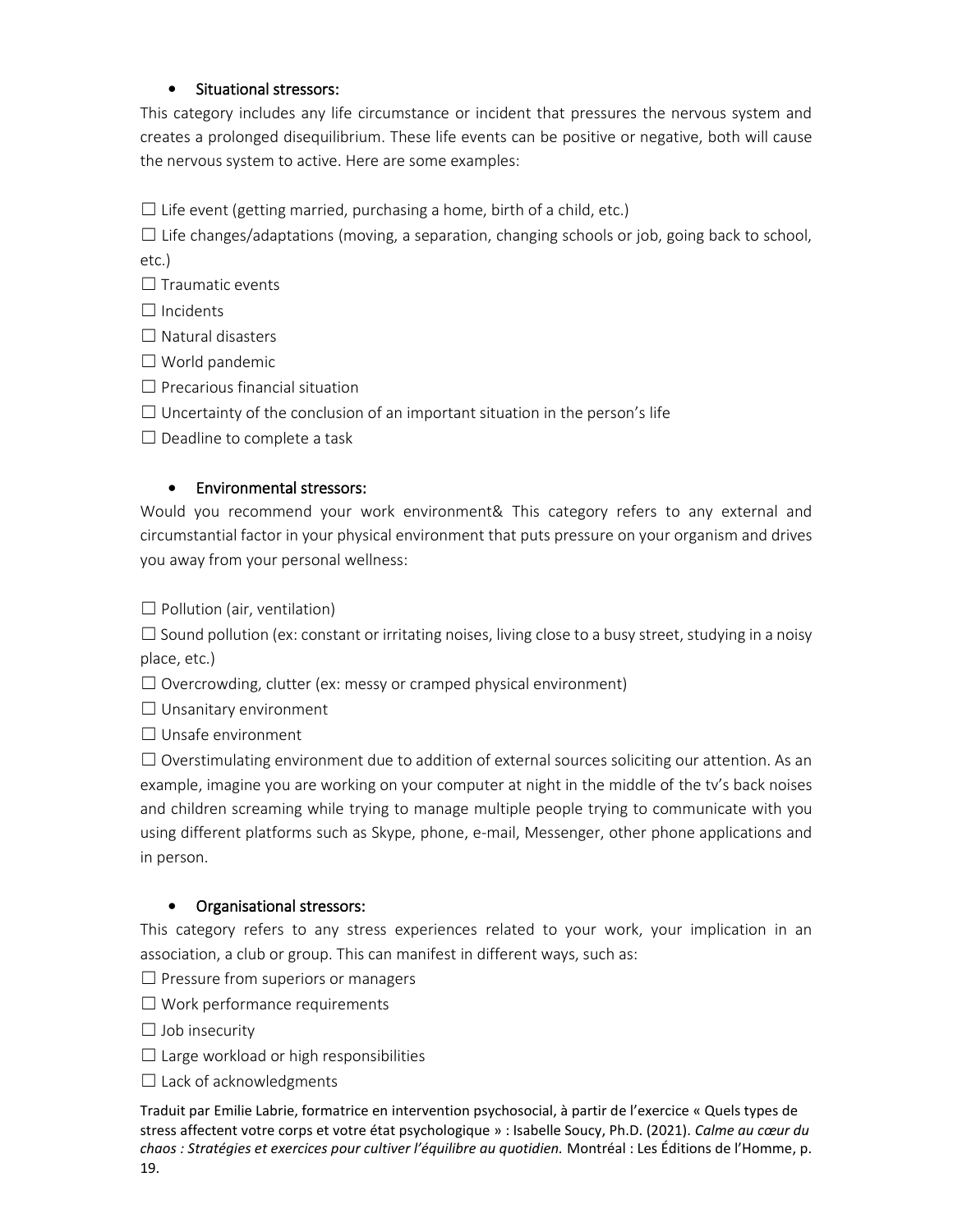- Situational stressors:

This category includes any life circumstance or incident that pressures the nervous system and creates a prolonged disequilibrium. These life events can be positive or negative, both will cause the nervous system to active. Here are some examples:

☐ Life event (getting married, purchasing a home, birth of a child, etc.)
☐ Life changes/adaptations (moving, a separation, changing schools or job, going back to school, etc.)
☐ Traumatic events
☐ Incidents
☐ Natural disasters
☐ World pandemic
☐ Precarious financial situation
☐ Uncertainty of the conclusion of an important situation in the person's life
☐ Deadline to complete a task

- Environmental stressors:

Would you recommend your work environment& This category refers to any external and circumstantial factor in your physical environment that puts pressure on your organism and drives you away from your personal wellness:

☐ Pollution (air, ventilation)
☐ Sound pollution (ex: constant or irritating noises, living close to a busy street, studying in a noisy place, etc.)
☐ Overcrowding, clutter (ex: messy or cramped physical environment)
☐ Unsanitary environment
☐ Unsafe environment
☐ Overstimulating environment due to addition of external sources soliciting our attention. As an example, imagine you are working on your computer at night in the middle of the tv's back noises and children screaming while trying to manage multiple people trying to communicate with you using different platforms such as Skype, phone, e-mail, Messenger, other phone applications and in person.

- Organisational stressors:

This category refers to any stress experiences related to your work, your implication in an association, a club or group. This can manifest in different ways, such as:

☐ Pressure from superiors or managers
☐ Work performance requirements
☐ Job insecurity
☐ Large workload or high responsibilities
☐ Lack of acknowledgments

Traduit par Emilie Labrie, formatrice en intervention psychosocial, à partir de l'exercice « Quels types de stress affectent votre corps et votre état psychologique » : Isabelle Soucy, Ph.D. (2021). *Calme au cœur du chaos : Stratégies et exercices pour cultiver l'équilibre au quotidien.* Montréal : Les Éditions de l'Homme, p. 19.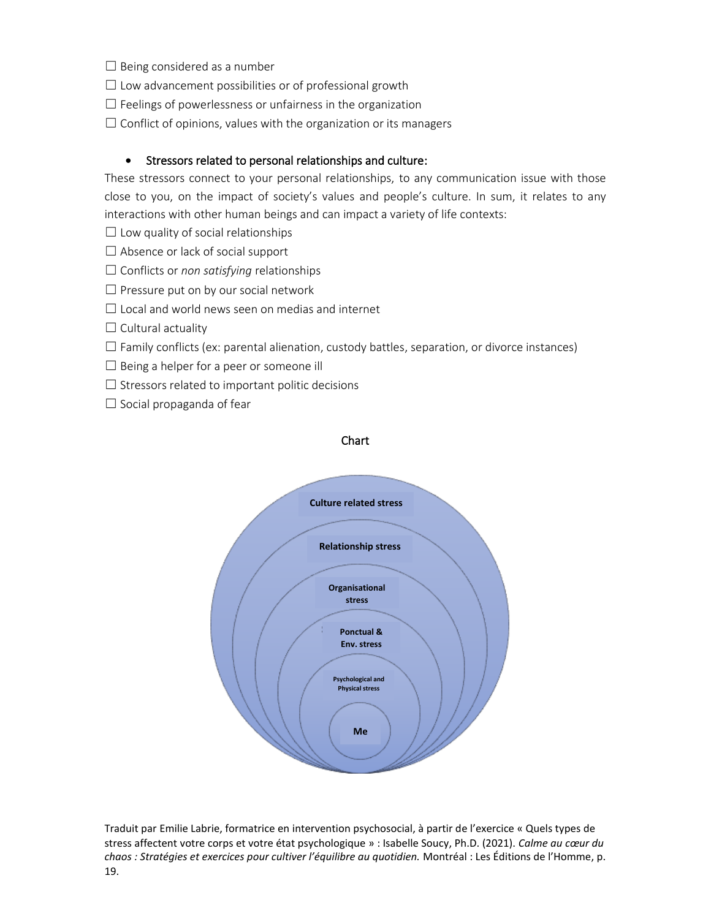☐ Being considered as a number

☐ Low advancement possibilities or of professional growth

☐ Feelings of powerlessness or unfairness in the organization

☐ Conflict of opinions, values with the organization or its managers

- Stressors related to personal relationships and culture:

These stressors connect to your personal relationships, to any communication issue with those close to you, on the impact of society's values and people's culture. In sum, it relates to any interactions with other human beings and can impact a variety of life contexts:

☐ Low quality of social relationships

☐ Absence or lack of social support

☐ Conflicts or *non satisfying* relationships

☐ Pressure put on by our social network

☐ Local and world news seen on medias and internet

☐ Cultural actuality

☐ Family conflicts (ex: parental alienation, custody battles, separation, or divorce instances)

☐ Being a helper for a peer or someone ill

☐ Stressors related to important politic decisions

☐ Social propaganda of fear

Chart

Culture related stress

Relationship stress

Organisational stress

Ponctual & Env. stress

Psychological and Physical stress

Me

Traduit par Emilie Labrie, formatrice en intervention psychosocial, à partir de l'exercice « Quels types de stress affectent votre corps et votre état psychologique » : Isabelle Soucy, Ph.D. (2021). *Calme au cœur du chaos : Stratégies et exercices pour cultiver l'équilibre au quotidien.* Montréal : Les Éditions de l'Homme, p. 19.